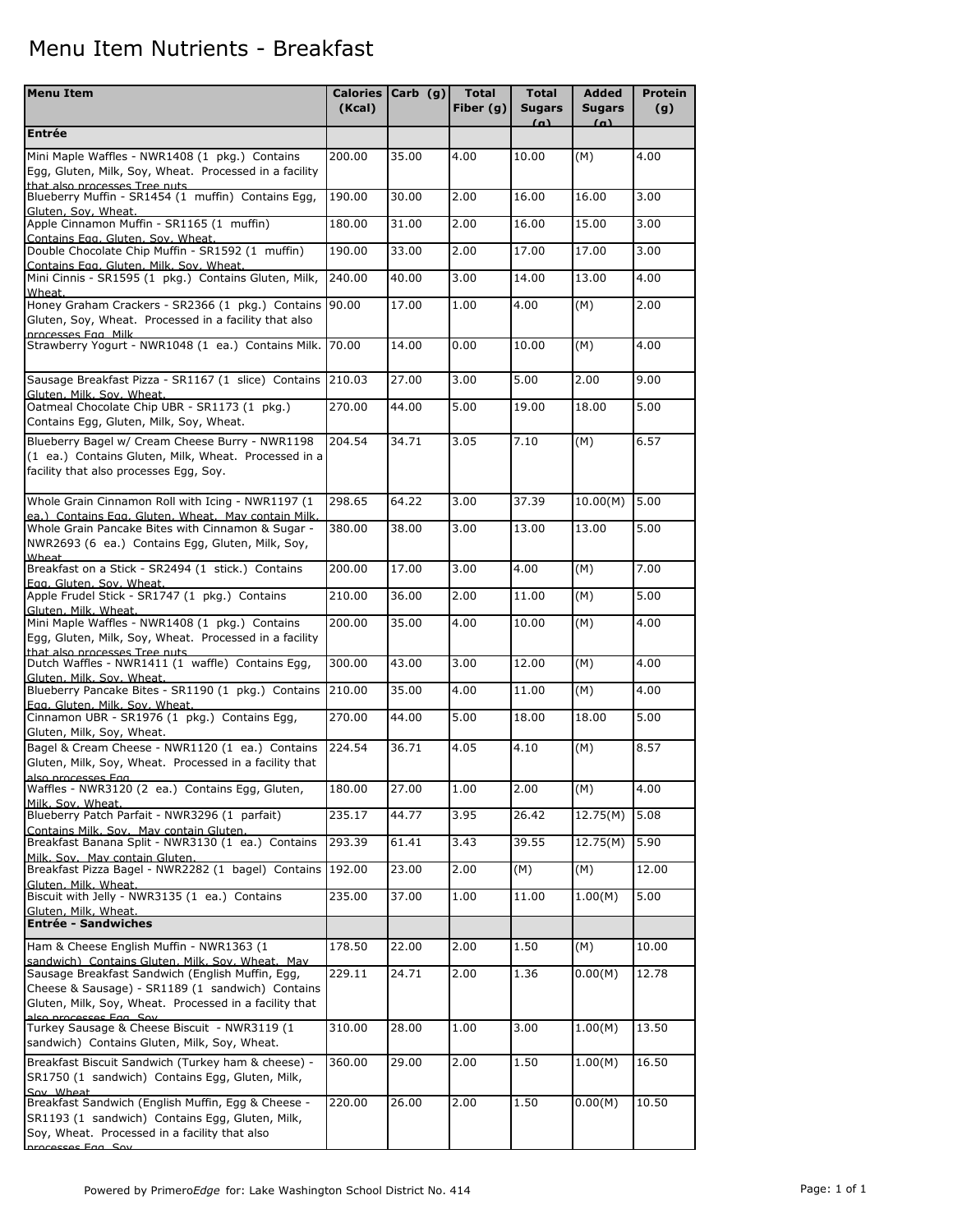# Menu Item Nutrients - Breakfast

| Menu Item | Calories (Kcal) | Carb (g) | Total Fiber (g) | Total Sugars (g) | Added Sugars (g) | Protein (g) |
|---|---|---|---|---|---|---|
| **Entrée** | | | | | | |
| Mini Maple Waffles - NWR1408 (1 pkg.) Contains Egg, Gluten, Milk, Soy, Wheat. Processed in a facility that also processes Tree nuts | 200.00 | 35.00 | 4.00 | 10.00 | (M) | 4.00 |
| Blueberry Muffin - SR1454 (1 muffin) Contains Egg, Gluten, Soy, Wheat. | 190.00 | 30.00 | 2.00 | 16.00 | 16.00 | 3.00 |
| Apple Cinnamon Muffin - SR1165 (1 muffin) Contains Egg, Gluten, Soy, Wheat. | 180.00 | 31.00 | 2.00 | 16.00 | 15.00 | 3.00 |
| Double Chocolate Chip Muffin - SR1592 (1 muffin) Contains Egg, Gluten, Milk, Soy, Wheat. | 190.00 | 33.00 | 2.00 | 17.00 | 17.00 | 3.00 |
| Mini Cinnis - SR1595 (1 pkg.) Contains Gluten, Milk, Wheat. | 240.00 | 40.00 | 3.00 | 14.00 | 13.00 | 4.00 |
| Honey Graham Crackers - SR2366 (1 pkg.) Contains Gluten, Soy, Wheat. Processed in a facility that also processes Egg, Milk | 90.00 | 17.00 | 1.00 | 4.00 | (M) | 2.00 |
| Strawberry Yogurt - NWR1048 (1 ea.) Contains Milk. | 70.00 | 14.00 | 0.00 | 10.00 | (M) | 4.00 |
| Sausage Breakfast Pizza - SR1167 (1 slice) Contains Gluten, Milk, Soy, Wheat. | 210.03 | 27.00 | 3.00 | 5.00 | 2.00 | 9.00 |
| Oatmeal Chocolate Chip UBR - SR1173 (1 pkg.) Contains Egg, Gluten, Milk, Soy, Wheat. | 270.00 | 44.00 | 5.00 | 19.00 | 18.00 | 5.00 |
| Blueberry Bagel w/ Cream Cheese Burry - NWR1198 (1 ea.) Contains Gluten, Milk, Wheat. Processed in a facility that also processes Egg, Soy. | 204.54 | 34.71 | 3.05 | 7.10 | (M) | 6.57 |
| Whole Grain Cinnamon Roll with Icing - NWR1197 (1 ea.) Contains Egg, Gluten, Wheat. May contain Milk. | 298.65 | 64.22 | 3.00 | 37.39 | 10.00(M) | 5.00 |
| Whole Grain Pancake Bites with Cinnamon & Sugar - NWR2693 (6 ea.) Contains Egg, Gluten, Milk, Soy, Wheat. | 380.00 | 38.00 | 3.00 | 13.00 | 13.00 | 5.00 |
| Breakfast on a Stick - SR2494 (1 stick.) Contains Egg, Gluten, Soy, Wheat. | 200.00 | 17.00 | 3.00 | 4.00 | (M) | 7.00 |
| Apple Frudel Stick - SR1747 (1 pkg.) Contains Gluten, Milk, Wheat. | 210.00 | 36.00 | 2.00 | 11.00 | (M) | 5.00 |
| Mini Maple Waffles - NWR1408 (1 pkg.) Contains Egg, Gluten, Milk, Soy, Wheat. Processed in a facility that also processes Tree nuts | 200.00 | 35.00 | 4.00 | 10.00 | (M) | 4.00 |
| Dutch Waffles - NWR1411 (1 waffle) Contains Egg, Gluten, Milk, Soy, Wheat. | 300.00 | 43.00 | 3.00 | 12.00 | (M) | 4.00 |
| Blueberry Pancake Bites - SR1190 (1 pkg.) Contains Egg, Gluten, Milk, Soy, Wheat. | 210.00 | 35.00 | 4.00 | 11.00 | (M) | 4.00 |
| Cinnamon UBR - SR1976 (1 pkg.) Contains Egg, Gluten, Milk, Soy, Wheat. | 270.00 | 44.00 | 5.00 | 18.00 | 18.00 | 5.00 |
| Bagel & Cream Cheese - NWR1120 (1 ea.) Contains Gluten, Milk, Soy, Wheat. Processed in a facility that also processes Egg. | 224.54 | 36.71 | 4.05 | 4.10 | (M) | 8.57 |
| Waffles - NWR3120 (2 ea.) Contains Egg, Gluten, Milk, Soy, Wheat. | 180.00 | 27.00 | 1.00 | 2.00 | (M) | 4.00 |
| Blueberry Patch Parfait - NWR3296 (1 parfait) Contains Milk, Soy. May contain Gluten. | 235.17 | 44.77 | 3.95 | 26.42 | 12.75(M) | 5.08 |
| Breakfast Banana Split - NWR3130 (1 ea.) Contains Milk, Soy. May contain Gluten. | 293.39 | 61.41 | 3.43 | 39.55 | 12.75(M) | 5.90 |
| Breakfast Pizza Bagel - NWR2282 (1 bagel) Contains Gluten, Milk, Wheat. | 192.00 | 23.00 | 2.00 | (M) | (M) | 12.00 |
| Biscuit with Jelly - NWR3135 (1 ea.) Contains Gluten, Milk, Wheat. | 235.00 | 37.00 | 1.00 | 11.00 | 1.00(M) | 5.00 |
| **Entrée - Sandwiches** | | | | | | |
| Ham & Cheese English Muffin - NWR1363 (1 sandwich) Contains Gluten, Milk, Soy, Wheat. May | 178.50 | 22.00 | 2.00 | 1.50 | (M) | 10.00 |
| Sausage Breakfast Sandwich (English Muffin, Egg, Cheese & Sausage) - SR1189 (1 sandwich) Contains Gluten, Milk, Soy, Wheat. Processed in a facility that also processes Egg, Soy. | 229.11 | 24.71 | 2.00 | 1.36 | 0.00(M) | 12.78 |
| Turkey Sausage & Cheese Biscuit - NWR3119 (1 sandwich) Contains Gluten, Milk, Soy, Wheat. | 310.00 | 28.00 | 1.00 | 3.00 | 1.00(M) | 13.50 |
| Breakfast Biscuit Sandwich (Turkey ham & cheese) - SR1750 (1 sandwich) Contains Egg, Gluten, Milk, Soy, Wheat. | 360.00 | 29.00 | 2.00 | 1.50 | 1.00(M) | 16.50 |
| Breakfast Sandwich (English Muffin, Egg & Cheese - SR1193 (1 sandwich) Contains Egg, Gluten, Milk, Soy, Wheat. Processed in a facility that also processes Egg, Soy. | 220.00 | 26.00 | 2.00 | 1.50 | 0.00(M) | 10.50 |

Powered by Primero*Edge* for: Lake Washington School District No. 414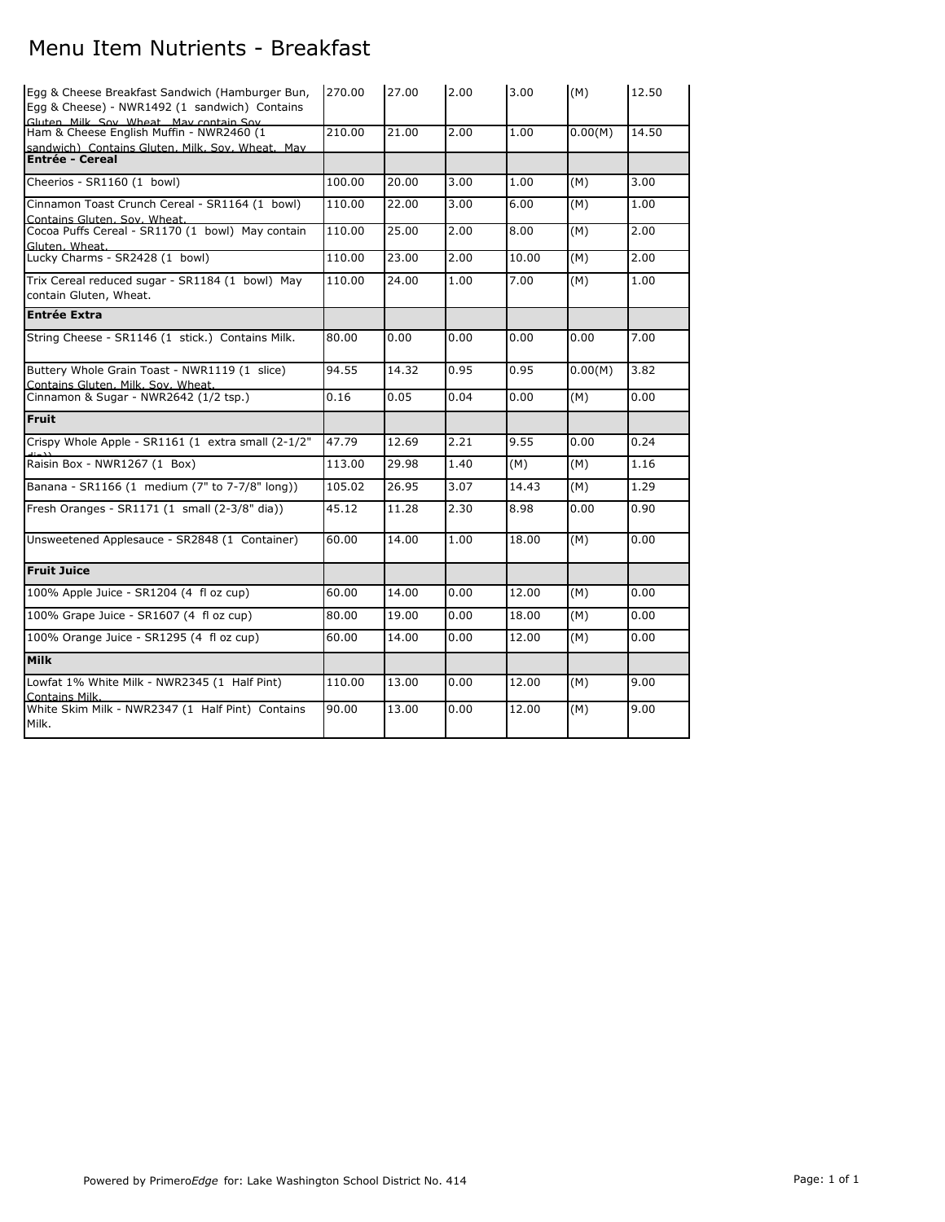# Menu Item Nutrients - Breakfast

| | | | | | | |
|---|---|---|---|---|---|---|
| Egg & Cheese Breakfast Sandwich (Hamburger Bun, Egg & Cheese) - NWR1492 (1 sandwich) Contains Gluten, Milk, Soy, Wheat. May contain Soy. | 270.00 | 27.00 | 2.00 | 3.00 | (M) | 12.50 |
| Ham & Cheese English Muffin - NWR2460 (1 sandwich) Contains Gluten, Milk, Soy, Wheat. May | 210.00 | 21.00 | 2.00 | 1.00 | 0.00(M) | 14.50 |
| **Entrée - Cereal** | | | | | | |
| Cheerios - SR1160 (1 bowl) | 100.00 | 20.00 | 3.00 | 1.00 | (M) | 3.00 |
| Cinnamon Toast Crunch Cereal - SR1164 (1 bowl) Contains Gluten, Soy, Wheat. | 110.00 | 22.00 | 3.00 | 6.00 | (M) | 1.00 |
| Cocoa Puffs Cereal - SR1170 (1 bowl) May contain Gluten, Wheat. | 110.00 | 25.00 | 2.00 | 8.00 | (M) | 2.00 |
| Lucky Charms - SR2428 (1 bowl) | 110.00 | 23.00 | 2.00 | 10.00 | (M) | 2.00 |
| Trix Cereal reduced sugar - SR1184 (1 bowl) May contain Gluten, Wheat. | 110.00 | 24.00 | 1.00 | 7.00 | (M) | 1.00 |
| **Entrée Extra** | | | | | | |
| String Cheese - SR1146 (1 stick.) Contains Milk. | 80.00 | 0.00 | 0.00 | 0.00 | 0.00 | 7.00 |
| Buttery Whole Grain Toast - NWR1119 (1 slice) Contains Gluten, Milk, Soy, Wheat. | 94.55 | 14.32 | 0.95 | 0.95 | 0.00(M) | 3.82 |
| Cinnamon & Sugar - NWR2642 (1/2 tsp.) | 0.16 | 0.05 | 0.04 | 0.00 | (M) | 0.00 |
| **Fruit** | | | | | | |
| Crispy Whole Apple - SR1161 (1 extra small (2-1/2" dia)) | 47.79 | 12.69 | 2.21 | 9.55 | 0.00 | 0.24 |
| Raisin Box - NWR1267 (1 Box) | 113.00 | 29.98 | 1.40 | (M) | (M) | 1.16 |
| Banana - SR1166 (1 medium (7" to 7-7/8" long)) | 105.02 | 26.95 | 3.07 | 14.43 | (M) | 1.29 |
| Fresh Oranges - SR1171 (1 small (2-3/8" dia)) | 45.12 | 11.28 | 2.30 | 8.98 | 0.00 | 0.90 |
| Unsweetened Applesauce - SR2848 (1 Container) | 60.00 | 14.00 | 1.00 | 18.00 | (M) | 0.00 |
| **Fruit Juice** | | | | | | |
| 100% Apple Juice - SR1204 (4 fl oz cup) | 60.00 | 14.00 | 0.00 | 12.00 | (M) | 0.00 |
| 100% Grape Juice - SR1607 (4 fl oz cup) | 80.00 | 19.00 | 0.00 | 18.00 | (M) | 0.00 |
| 100% Orange Juice - SR1295 (4 fl oz cup) | 60.00 | 14.00 | 0.00 | 12.00 | (M) | 0.00 |
| **Milk** | | | | | | |
| Lowfat 1% White Milk - NWR2345 (1 Half Pint) Contains Milk. | 110.00 | 13.00 | 0.00 | 12.00 | (M) | 9.00 |
| White Skim Milk - NWR2347 (1 Half Pint) Contains Milk. | 90.00 | 13.00 | 0.00 | 12.00 | (M) | 9.00 |

Powered by Primero*Edge* for: Lake Washington School District No. 414